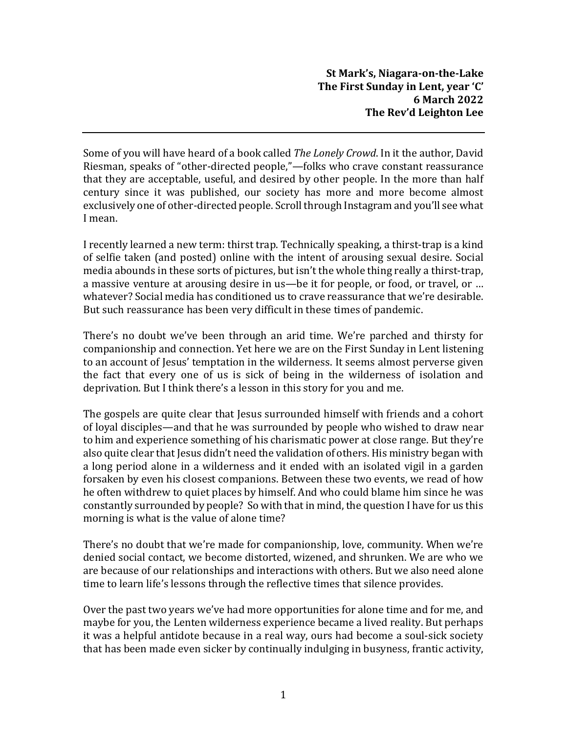**St Mark's, Niagara-on-the-Lake**
**The First Sunday in Lent, year 'C'**
**6 March 2022**
**The Rev'd Leighton Lee**

---

Some of you will have heard of a book called *The Lonely Crowd*. In it the author, David Riesman, speaks of "other-directed people,"—folks who crave constant reassurance that they are acceptable, useful, and desired by other people. In the more than half century since it was published, our society has more and more become almost exclusively one of other-directed people. Scroll through Instagram and you'll see what I mean.

I recently learned a new term: thirst trap. Technically speaking, a thirst-trap is a kind of selfie taken (and posted) online with the intent of arousing sexual desire. Social media abounds in these sorts of pictures, but isn't the whole thing really a thirst-trap, a massive venture at arousing desire in us—be it for people, or food, or travel, or … whatever? Social media has conditioned us to crave reassurance that we're desirable. But such reassurance has been very difficult in these times of pandemic.

There's no doubt we've been through an arid time. We're parched and thirsty for companionship and connection. Yet here we are on the First Sunday in Lent listening to an account of Jesus' temptation in the wilderness. It seems almost perverse given the fact that every one of us is sick of being in the wilderness of isolation and deprivation. But I think there's a lesson in this story for you and me.

The gospels are quite clear that Jesus surrounded himself with friends and a cohort of loyal disciples—and that he was surrounded by people who wished to draw near to him and experience something of his charismatic power at close range. But they're also quite clear that Jesus didn't need the validation of others. His ministry began with a long period alone in a wilderness and it ended with an isolated vigil in a garden forsaken by even his closest companions. Between these two events, we read of how he often withdrew to quiet places by himself. And who could blame him since he was constantly surrounded by people? So with that in mind, the question I have for us this morning is what is the value of alone time?

There's no doubt that we're made for companionship, love, community. When we're denied social contact, we become distorted, wizened, and shrunken. We are who we are because of our relationships and interactions with others. But we also need alone time to learn life's lessons through the reflective times that silence provides.

Over the past two years we've had more opportunities for alone time and for me, and maybe for you, the Lenten wilderness experience became a lived reality. But perhaps it was a helpful antidote because in a real way, ours had become a soul-sick society that has been made even sicker by continually indulging in busyness, frantic activity,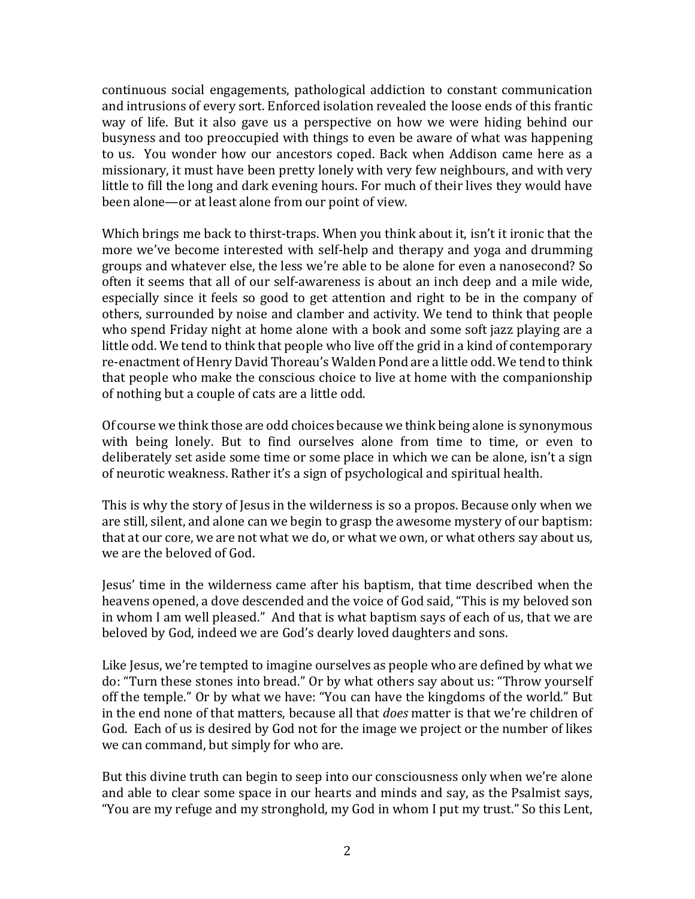continuous social engagements, pathological addiction to constant communication and intrusions of every sort. Enforced isolation revealed the loose ends of this frantic way of life. But it also gave us a perspective on how we were hiding behind our busyness and too preoccupied with things to even be aware of what was happening to us. You wonder how our ancestors coped. Back when Addison came here as a missionary, it must have been pretty lonely with very few neighbours, and with very little to fill the long and dark evening hours. For much of their lives they would have been alone—or at least alone from our point of view.

Which brings me back to thirst-traps. When you think about it, isn't it ironic that the more we've become interested with self-help and therapy and yoga and drumming groups and whatever else, the less we're able to be alone for even a nanosecond? So often it seems that all of our self-awareness is about an inch deep and a mile wide, especially since it feels so good to get attention and right to be in the company of others, surrounded by noise and clamber and activity. We tend to think that people who spend Friday night at home alone with a book and some soft jazz playing are a little odd. We tend to think that people who live off the grid in a kind of contemporary re-enactment of Henry David Thoreau's Walden Pond are a little odd. We tend to think that people who make the conscious choice to live at home with the companionship of nothing but a couple of cats are a little odd.

Of course we think those are odd choices because we think being alone is synonymous with being lonely. But to find ourselves alone from time to time, or even to deliberately set aside some time or some place in which we can be alone, isn't a sign of neurotic weakness. Rather it's a sign of psychological and spiritual health.

This is why the story of Jesus in the wilderness is so a propos. Because only when we are still, silent, and alone can we begin to grasp the awesome mystery of our baptism: that at our core, we are not what we do, or what we own, or what others say about us, we are the beloved of God.

Jesus' time in the wilderness came after his baptism, that time described when the heavens opened, a dove descended and the voice of God said, "This is my beloved son in whom I am well pleased." And that is what baptism says of each of us, that we are beloved by God, indeed we are God's dearly loved daughters and sons.

Like Jesus, we're tempted to imagine ourselves as people who are defined by what we do: "Turn these stones into bread." Or by what others say about us: "Throw yourself off the temple." Or by what we have: "You can have the kingdoms of the world." But in the end none of that matters, because all that *does* matter is that we're children of God. Each of us is desired by God not for the image we project or the number of likes we can command, but simply for who are.

But this divine truth can begin to seep into our consciousness only when we're alone and able to clear some space in our hearts and minds and say, as the Psalmist says, "You are my refuge and my stronghold, my God in whom I put my trust." So this Lent,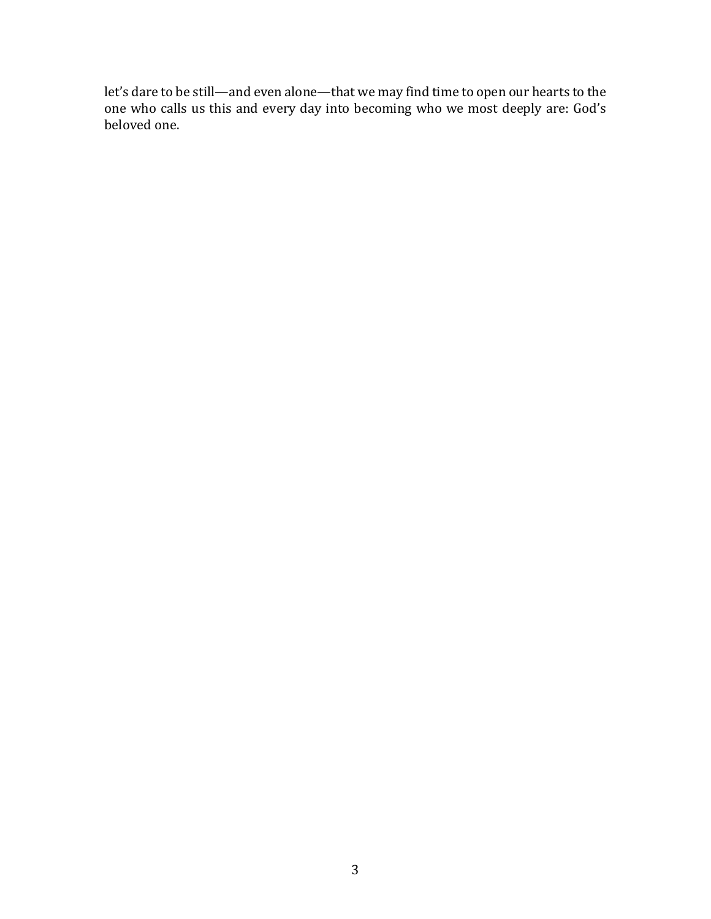let's dare to be still—and even alone—that we may find time to open our hearts to the one who calls us this and every day into becoming who we most deeply are: God's beloved one.